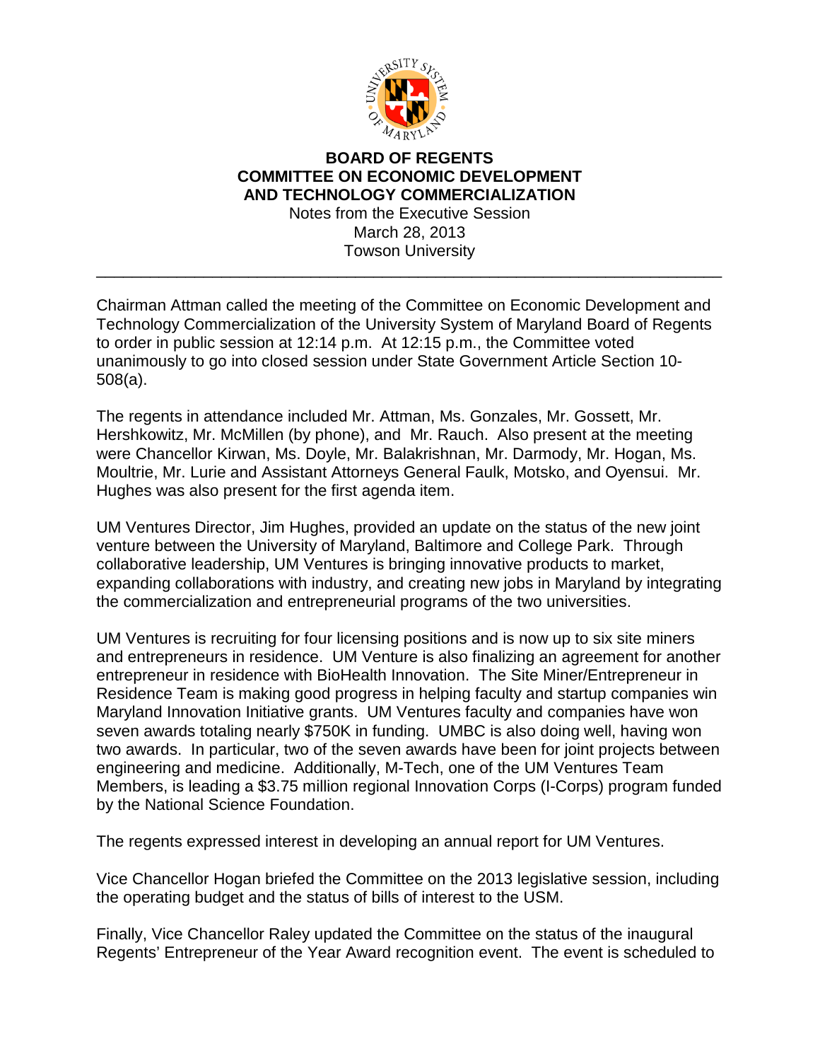# BOARD OF REGENTS
## COMMITTEE ON ECONOMIC DEVELOPMENT AND TECHNOLOGY COMMERCIALIZATION

Notes from the Executive Session
March 28, 2013
Towson University

---

Chairman Attman called the meeting of the Committee on Economic Development and Technology Commercialization of the University System of Maryland Board of Regents to order in public session at 12:14 p.m. At 12:15 p.m., the Committee voted unanimously to go into closed session under State Government Article Section 10-508(a).

The regents in attendance included Mr. Attman, Ms. Gonzales, Mr. Gossett, Mr. Hershkowitz, Mr. McMillen (by phone), and Mr. Rauch. Also present at the meeting were Chancellor Kirwan, Ms. Doyle, Mr. Balakrishnan, Mr. Darmody, Mr. Hogan, Ms. Moultrie, Mr. Lurie and Assistant Attorneys General Faulk, Motsko, and Oyensui. Mr. Hughes was also present for the first agenda item.

UM Ventures Director, Jim Hughes, provided an update on the status of the new joint venture between the University of Maryland, Baltimore and College Park. Through collaborative leadership, UM Ventures is bringing innovative products to market, expanding collaborations with industry, and creating new jobs in Maryland by integrating the commercialization and entrepreneurial programs of the two universities.

UM Ventures is recruiting for four licensing positions and is now up to six site miners and entrepreneurs in residence. UM Venture is also finalizing an agreement for another entrepreneur in residence with BioHealth Innovation. The Site Miner/Entrepreneur in Residence Team is making good progress in helping faculty and startup companies win Maryland Innovation Initiative grants. UM Ventures faculty and companies have won seven awards totaling nearly $750K in funding. UMBC is also doing well, having won two awards. In particular, two of the seven awards have been for joint projects between engineering and medicine. Additionally, M-Tech, one of the UM Ventures Team Members, is leading a $3.75 million regional Innovation Corps (I-Corps) program funded by the National Science Foundation.

The regents expressed interest in developing an annual report for UM Ventures.

Vice Chancellor Hogan briefed the Committee on the 2013 legislative session, including the operating budget and the status of bills of interest to the USM.

Finally, Vice Chancellor Raley updated the Committee on the status of the inaugural Regents' Entrepreneur of the Year Award recognition event. The event is scheduled to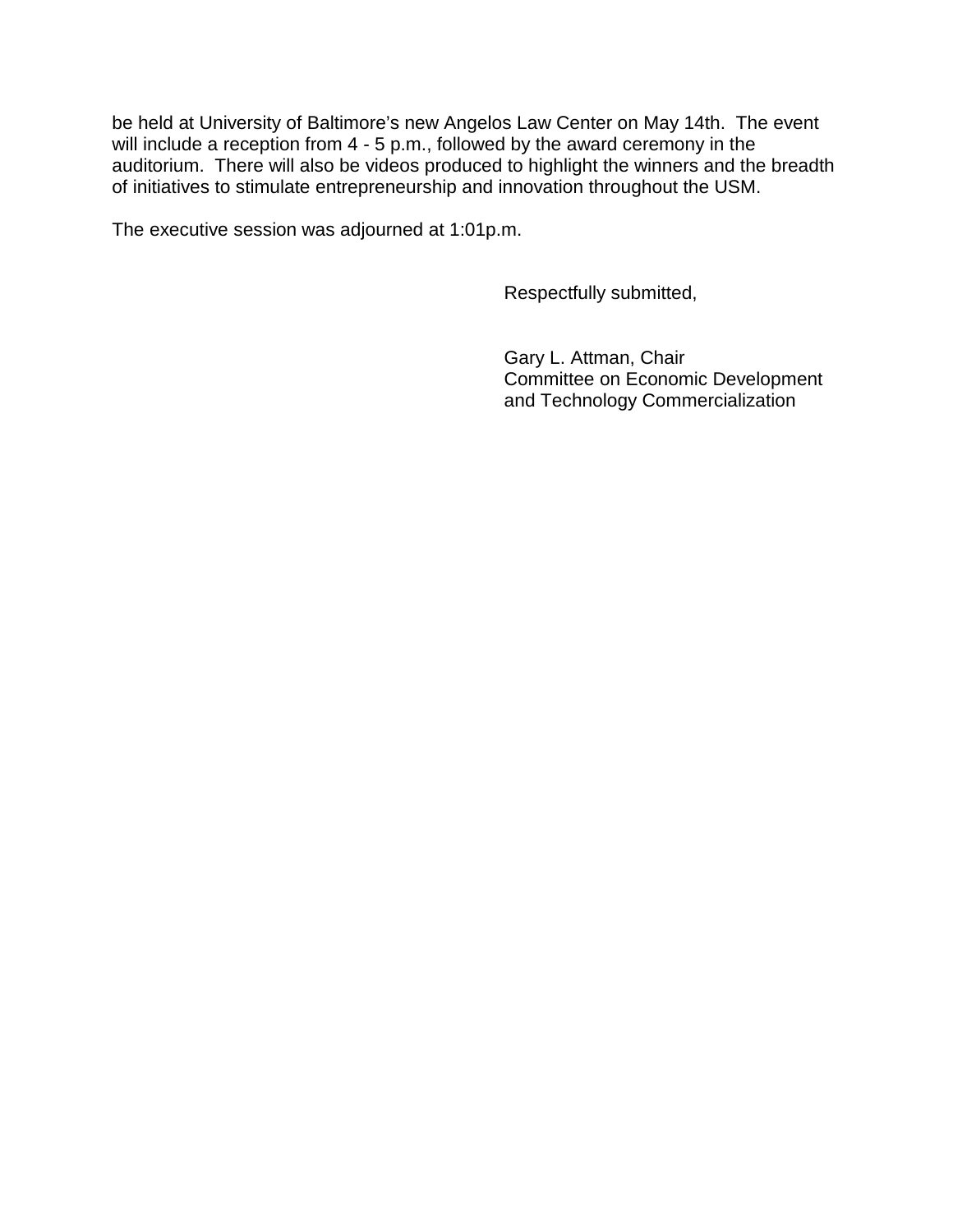be held at University of Baltimore's new Angelos Law Center on May 14th. The event will include a reception from 4 - 5 p.m., followed by the award ceremony in the auditorium. There will also be videos produced to highlight the winners and the breadth of initiatives to stimulate entrepreneurship and innovation throughout the USM.

The executive session was adjourned at 1:01p.m.

Respectfully submitted,

Gary L. Attman, Chair
Committee on Economic Development
and Technology Commercialization